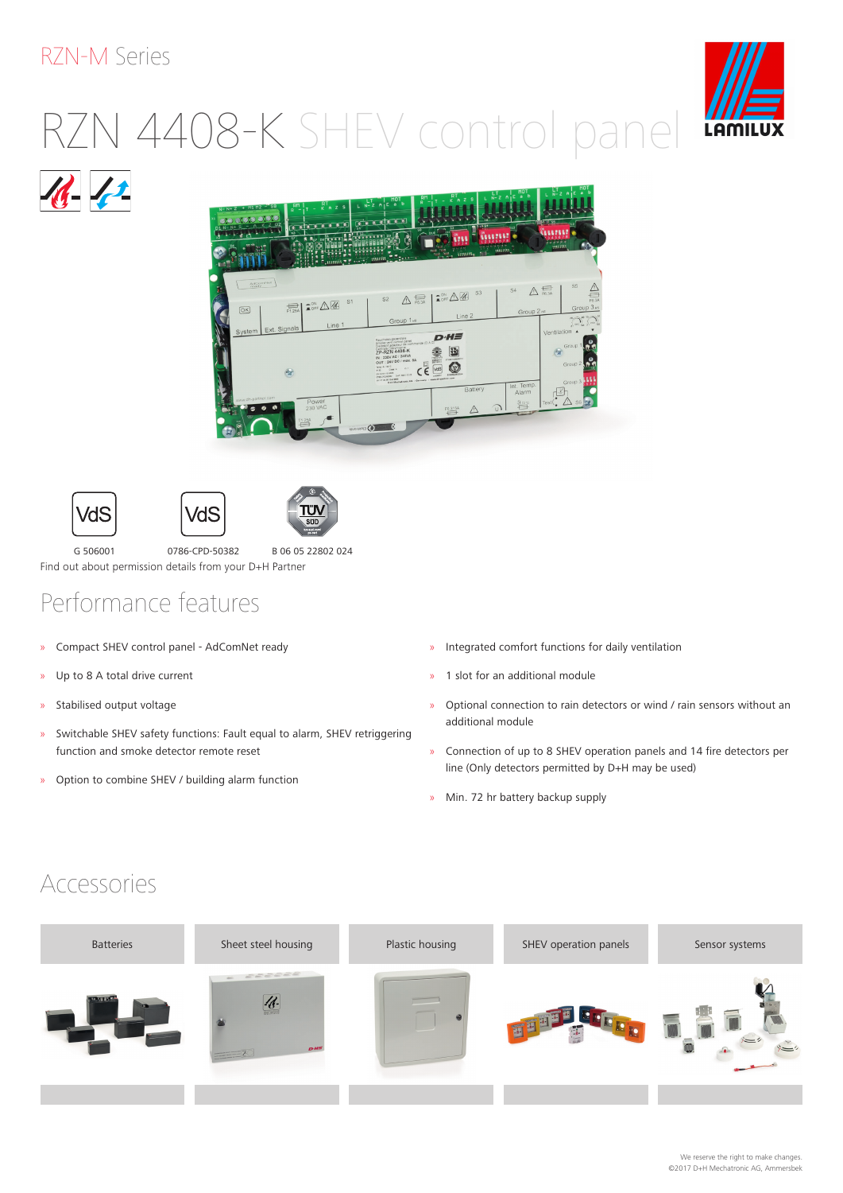RZN-M Series

# RZN 4408-K SHEV control panel

G 506001 | 0786-CPD-50382 | B 06 05 22802 024

Find out about permission details from your D+H Partner

## Performance features

- Compact SHEV control panel - AdComNet ready
- Up to 8 A total drive current
- Stabilised output voltage
- Switchable SHEV safety functions: Fault equal to alarm, SHEV retriggering function and smoke detector remote reset
- Option to combine SHEV / building alarm function
- Integrated comfort functions for daily ventilation
- 1 slot for an additional module
- Optional connection to rain detectors or wind / rain sensors without an additional module
- Connection of up to 8 SHEV operation panels and 14 fire detectors per line (Only detectors permitted by D+H may be used)
- Min. 72 hr battery backup supply

## Accessories

| Batteries | Sheet steel housing | Plastic housing | SHEV operation panels | Sensor systems |
|---|---|---|---|---|

We reserve the right to make changes.
©2017 D+H Mechatronic AG, Ammersbek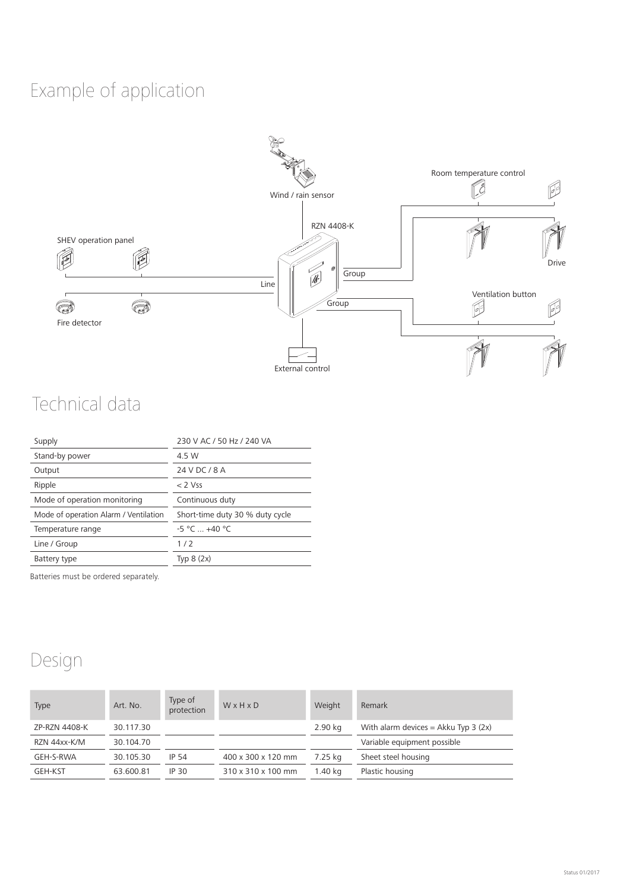## Example of application

Wind / rain sensor

Room temperature control

RZN 4408-K

SHEV operation panel

Group

Drive

Line

Ventilation button

Group

Fire detector

External control

## Technical data

| | |
|---|---|
| Supply | 230 V AC / 50 Hz / 240 VA |
| Stand-by power | 4.5 W |
| Output | 24 V DC / 8 A |
| Ripple | < 2 Vss |
| Mode of operation monitoring | Continuous duty |
| Mode of operation Alarm / Ventilation | Short-time duty 30 % duty cycle |
| Temperature range | -5 °C ... +40 °C |
| Line / Group | 1 / 2 |
| Battery type | Typ 8 (2x) |

Batteries must be ordered separately.

## Design

| Type | Art. No. | Type of protection | W x H x D | Weight | Remark |
|---|---|---|---|---|---|
| ZP-RZN 4408-K | 30.117.30 | | | 2.90 kg | With alarm devices = Akku Typ 3 (2x) |
| RZN 44xx-K/M | 30.104.70 | | | | Variable equipment possible |
| GEH-S-RWA | 30.105.30 | IP 54 | 400 x 300 x 120 mm | 7.25 kg | Sheet steel housing |
| GEH-KST | 63.600.81 | IP 30 | 310 x 310 x 100 mm | 1.40 kg | Plastic housing |

Status 01/2017